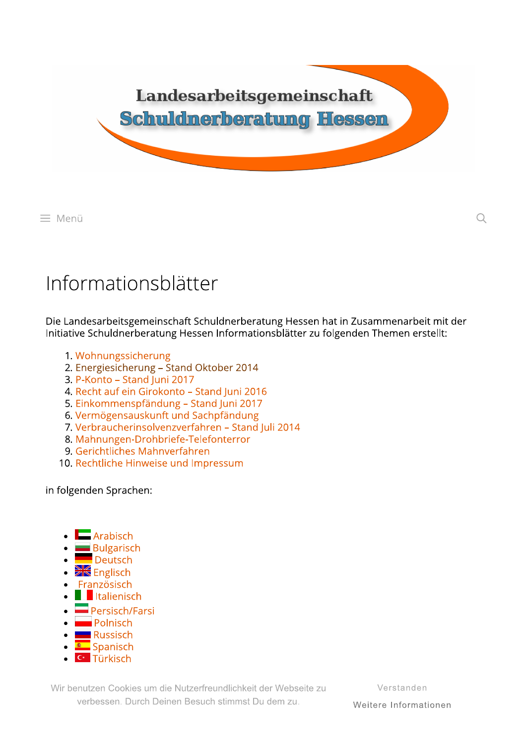Landesarbeitsgemeinschaft

Schuldnerberatung Hessen

Menü

# Informationsblätter

Die Landesarbeitsgemeinschaft Schuldnerberatung Hessen hat in Zusammenarbeit mit der Initiative Schuldnerberatung Hessen Informationsblätter zu folgenden Themen erstellt:

1. Wohnungssicherung
2. Energiesicherung – Stand Oktober 2014
3. P-Konto – Stand Juni 2017
4. Recht auf ein Girokonto – Stand Juni 2016
5. Einkommenspfändung – Stand Juni 2017
6. Vermögensauskunft und Sachpfändung
7. Verbraucherinsolvenzverfahren – Stand Juli 2014
8. Mahnungen-Drohbriefe-Telefonterror
9. Gerichtliches Mahnverfahren
10. Rechtliche Hinweise und Impressum

in folgenden Sprachen:

- Arabisch
- Bulgarisch
- Deutsch
- Englisch
- Französisch
- Italienisch
- Persisch/Farsi
- Polnisch
- Russisch
- Spanisch
- Türkisch

Wir benutzen Cookies um die Nutzerfreundlichkeit der Webseite zu verbessen. Durch Deinen Besuch stimmst Du dem zu.

Verstanden

Weitere Informationen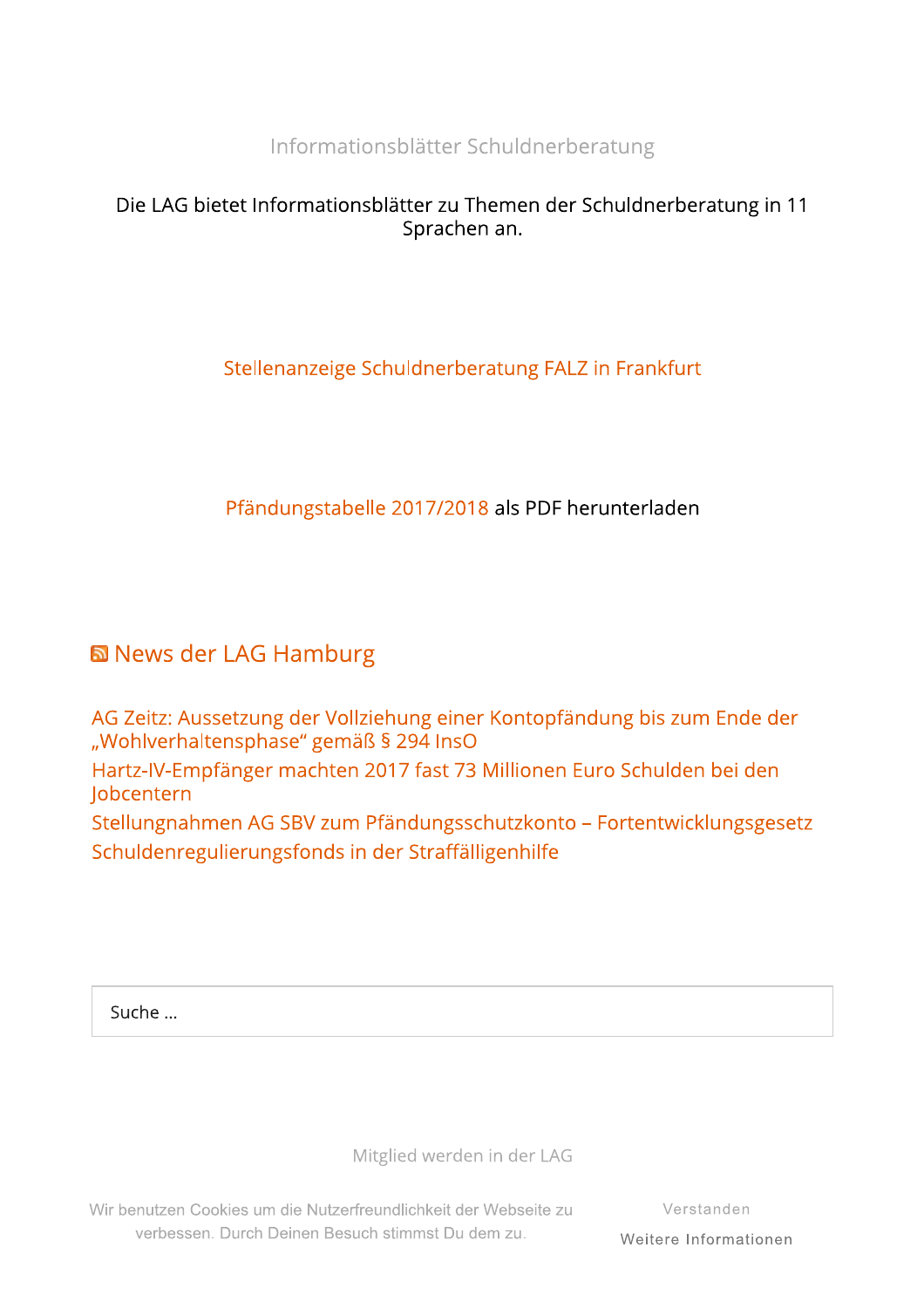Informationsblätter Schuldnerberatung

Die LAG bietet Informationsblätter zu Themen der Schuldnerberatung in 11 Sprachen an.

Stellenanzeige Schuldnerberatung FALZ in Frankfurt

Pfändungstabelle 2017/2018 als PDF herunterladen

## News der LAG Hamburg

AG Zeitz: Aussetzung der Vollziehung einer Kontopfändung bis zum Ende der „Wohlverhaltensphase“ gemäß § 294 InsO

Hartz-IV-Empfänger machten 2017 fast 73 Millionen Euro Schulden bei den Jobcentern

Stellungnahmen AG SBV zum Pfändungsschutzkonto – Fortentwicklungsgesetz

Schuldenregulierungsfonds in der Straffälligenhilfe

Suche …

Mitglied werden in der LAG

Wir benutzen Cookies um die Nutzerfreundlichkeit der Webseite zu verbessen. Durch Deinen Besuch stimmst Du dem zu.

Verstanden

Weitere Informationen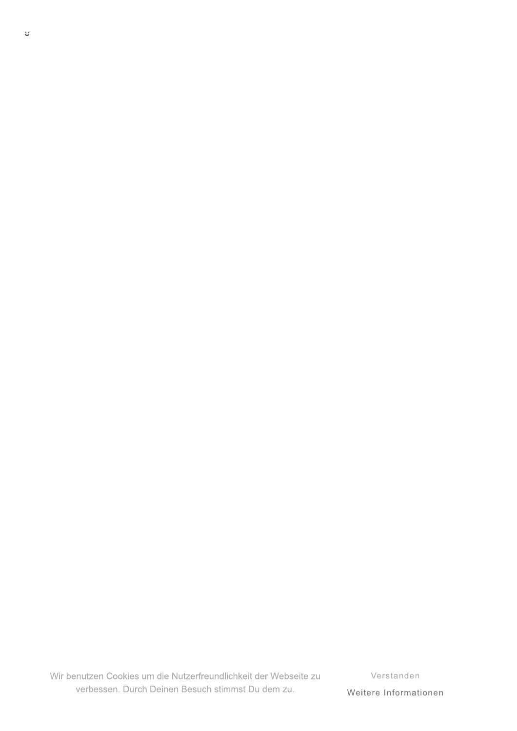Wir benutzen Cookies um die Nutzerfreundlichkeit der Webseite zu verbessen. Durch Deinen Besuch stimmst Du dem zu.

Verstanden

Weitere Informationen